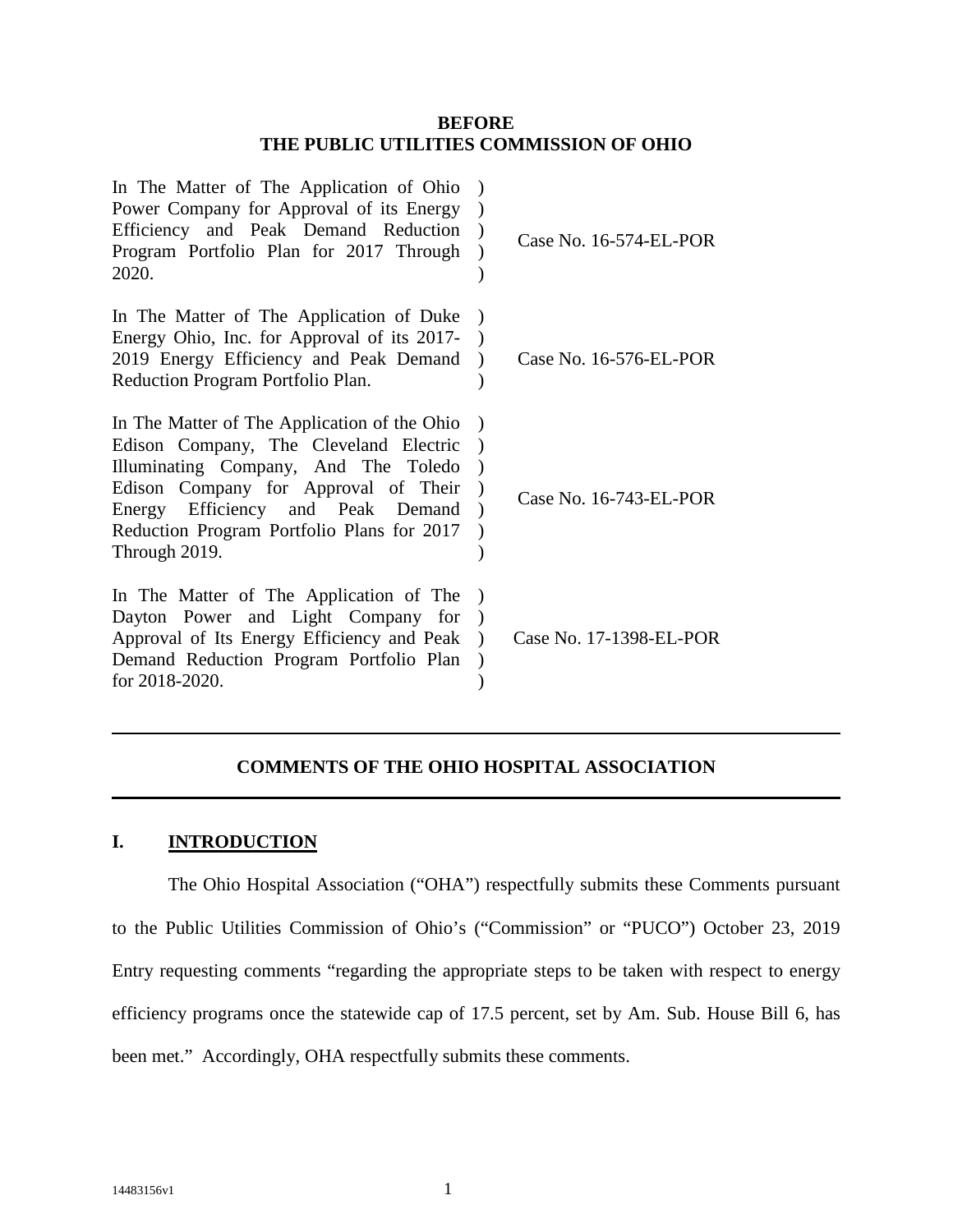**BEFORE**
**THE PUBLIC UTILITIES COMMISSION OF OHIO**

| | | |
|---|---|---|
| In The Matter of The Application of Ohio Power Company for Approval of its Energy Efficiency and Peak Demand Reduction Program Portfolio Plan for 2017 Through 2020. | ) | Case No. 16-574-EL-POR |
| In The Matter of The Application of Duke Energy Ohio, Inc. for Approval of its 2017-2019 Energy Efficiency and Peak Demand Reduction Program Portfolio Plan. | ) | Case No. 16-576-EL-POR |
| In The Matter of The Application of the Ohio Edison Company, The Cleveland Electric Illuminating Company, And The Toledo Edison Company for Approval of Their Energy Efficiency and Peak Demand Reduction Program Portfolio Plans for 2017 Through 2019. | ) | Case No. 16-743-EL-POR |
| In The Matter of The Application of The Dayton Power and Light Company for Approval of Its Energy Efficiency and Peak Demand Reduction Program Portfolio Plan for 2018-2020. | ) | Case No. 17-1398-EL-POR |

---

**COMMENTS OF THE OHIO HOSPITAL ASSOCIATION**

---

## I. INTRODUCTION

The Ohio Hospital Association ("OHA") respectfully submits these Comments pursuant to the Public Utilities Commission of Ohio's ("Commission" or "PUCO") October 23, 2019 Entry requesting comments "regarding the appropriate steps to be taken with respect to energy efficiency programs once the statewide cap of 17.5 percent, set by Am. Sub. House Bill 6, has been met." Accordingly, OHA respectfully submits these comments.

14483156v1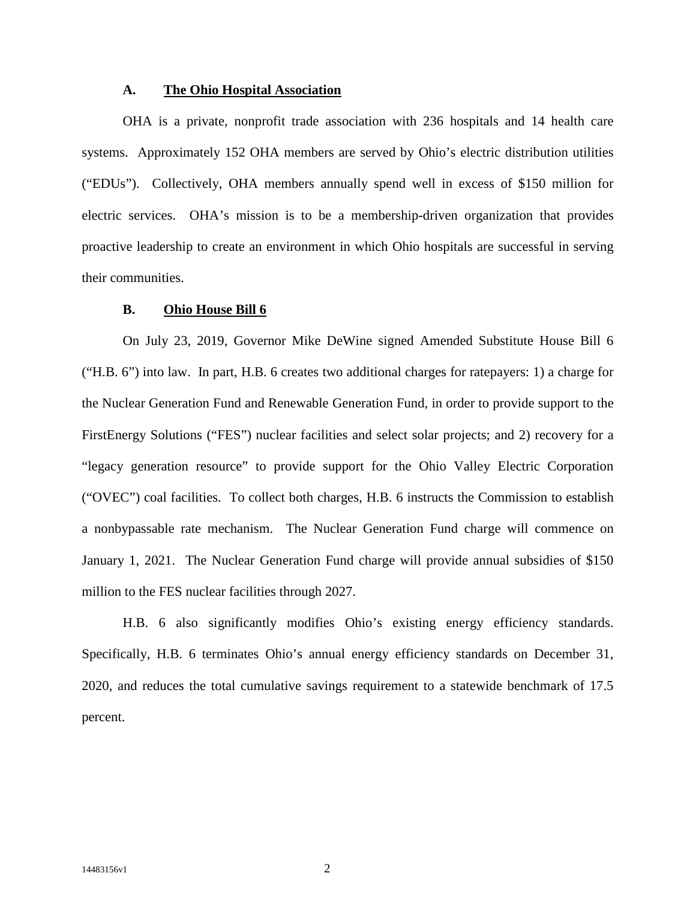### A. The Ohio Hospital Association

OHA is a private, nonprofit trade association with 236 hospitals and 14 health care systems. Approximately 152 OHA members are served by Ohio's electric distribution utilities ("EDUs"). Collectively, OHA members annually spend well in excess of $150 million for electric services. OHA's mission is to be a membership-driven organization that provides proactive leadership to create an environment in which Ohio hospitals are successful in serving their communities.

### B. Ohio House Bill 6

On July 23, 2019, Governor Mike DeWine signed Amended Substitute House Bill 6 ("H.B. 6") into law. In part, H.B. 6 creates two additional charges for ratepayers: 1) a charge for the Nuclear Generation Fund and Renewable Generation Fund, in order to provide support to the FirstEnergy Solutions ("FES") nuclear facilities and select solar projects; and 2) recovery for a "legacy generation resource" to provide support for the Ohio Valley Electric Corporation ("OVEC") coal facilities. To collect both charges, H.B. 6 instructs the Commission to establish a nonbypassable rate mechanism. The Nuclear Generation Fund charge will commence on January 1, 2021. The Nuclear Generation Fund charge will provide annual subsidies of $150 million to the FES nuclear facilities through 2027.

H.B. 6 also significantly modifies Ohio's existing energy efficiency standards. Specifically, H.B. 6 terminates Ohio's annual energy efficiency standards on December 31, 2020, and reduces the total cumulative savings requirement to a statewide benchmark of 17.5 percent.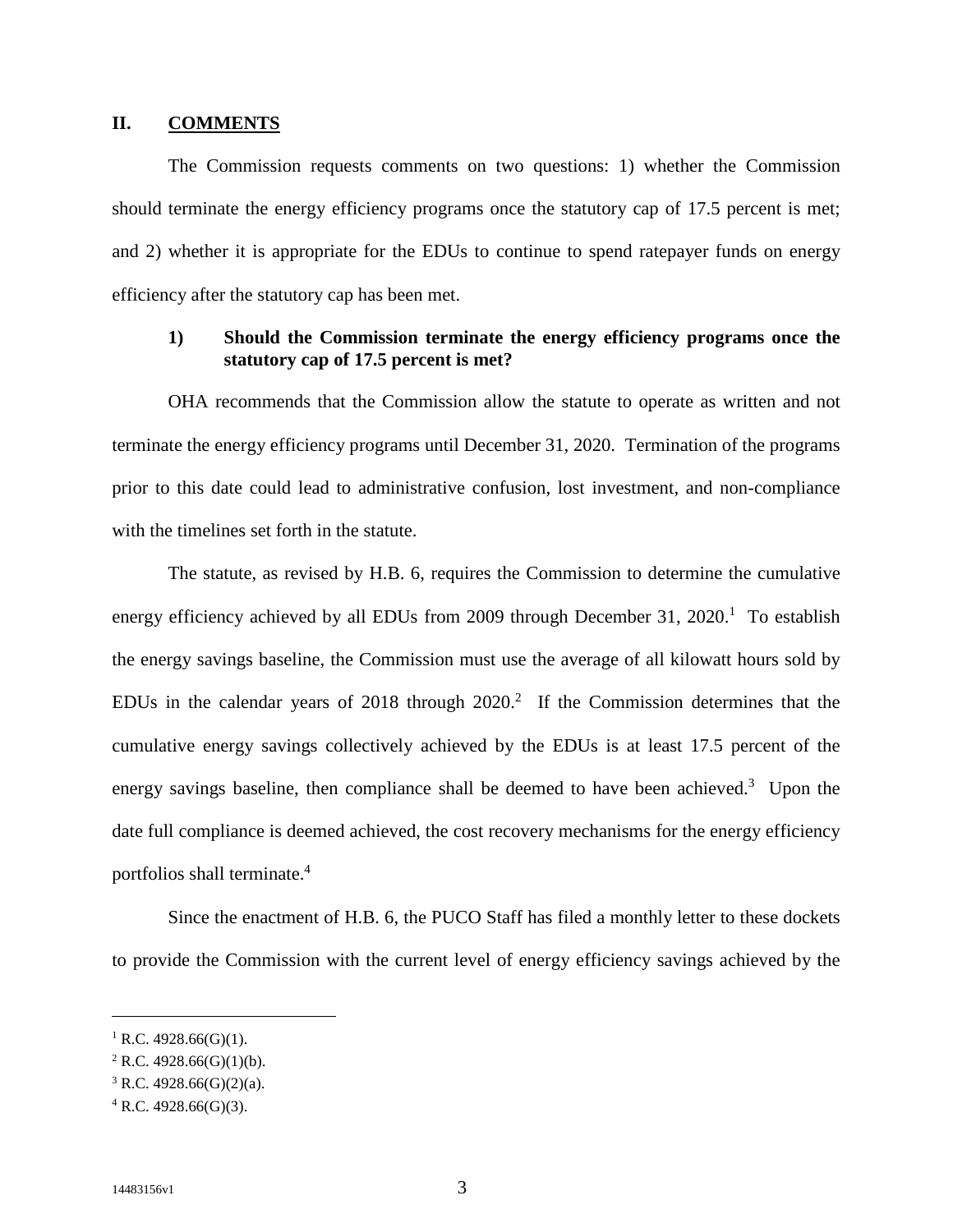## II. COMMENTS

The Commission requests comments on two questions: 1) whether the Commission should terminate the energy efficiency programs once the statutory cap of 17.5 percent is met; and 2) whether it is appropriate for the EDUs to continue to spend ratepayer funds on energy efficiency after the statutory cap has been met.

### 1) Should the Commission terminate the energy efficiency programs once the statutory cap of 17.5 percent is met?

OHA recommends that the Commission allow the statute to operate as written and not terminate the energy efficiency programs until December 31, 2020. Termination of the programs prior to this date could lead to administrative confusion, lost investment, and non-compliance with the timelines set forth in the statute.

The statute, as revised by H.B. 6, requires the Commission to determine the cumulative energy efficiency achieved by all EDUs from 2009 through December 31, 2020.[1] To establish the energy savings baseline, the Commission must use the average of all kilowatt hours sold by EDUs in the calendar years of 2018 through 2020.[2] If the Commission determines that the cumulative energy savings collectively achieved by the EDUs is at least 17.5 percent of the energy savings baseline, then compliance shall be deemed to have been achieved.[3] Upon the date full compliance is deemed achieved, the cost recovery mechanisms for the energy efficiency portfolios shall terminate.[4]

Since the enactment of H.B. 6, the PUCO Staff has filed a monthly letter to these dockets to provide the Commission with the current level of energy efficiency savings achieved by the

---

[1] R.C. 4928.66(G)(1).

[2] R.C. 4928.66(G)(1)(b).

[3] R.C. 4928.66(G)(2)(a).

[4] R.C. 4928.66(G)(3).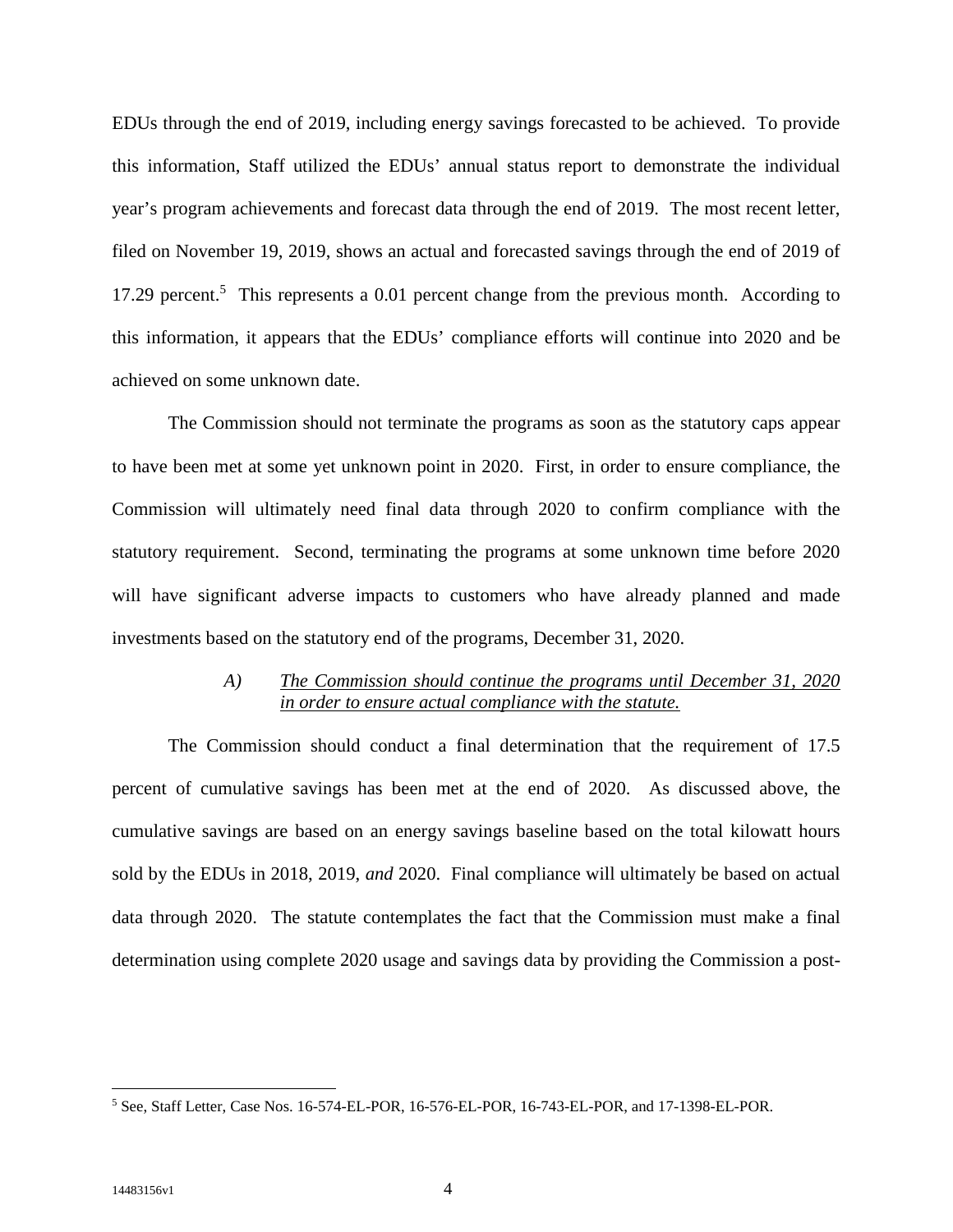EDUs through the end of 2019, including energy savings forecasted to be achieved. To provide this information, Staff utilized the EDUs' annual status report to demonstrate the individual year's program achievements and forecast data through the end of 2019. The most recent letter, filed on November 19, 2019, shows an actual and forecasted savings through the end of 2019 of 17.29 percent.[5] This represents a 0.01 percent change from the previous month. According to this information, it appears that the EDUs' compliance efforts will continue into 2020 and be achieved on some unknown date.

The Commission should not terminate the programs as soon as the statutory caps appear to have been met at some yet unknown point in 2020. First, in order to ensure compliance, the Commission will ultimately need final data through 2020 to confirm compliance with the statutory requirement. Second, terminating the programs at some unknown time before 2020 will have significant adverse impacts to customers who have already planned and made investments based on the statutory end of the programs, December 31, 2020.

> *A)* *The Commission should continue the programs until December 31, 2020 in order to ensure actual compliance with the statute.*

The Commission should conduct a final determination that the requirement of 17.5 percent of cumulative savings has been met at the end of 2020. As discussed above, the cumulative savings are based on an energy savings baseline based on the total kilowatt hours sold by the EDUs in 2018, 2019, *and* 2020. Final compliance will ultimately be based on actual data through 2020. The statute contemplates the fact that the Commission must make a final determination using complete 2020 usage and savings data by providing the Commission a post-

[5] See, Staff Letter, Case Nos. 16-574-EL-POR, 16-576-EL-POR, 16-743-EL-POR, and 17-1398-EL-POR.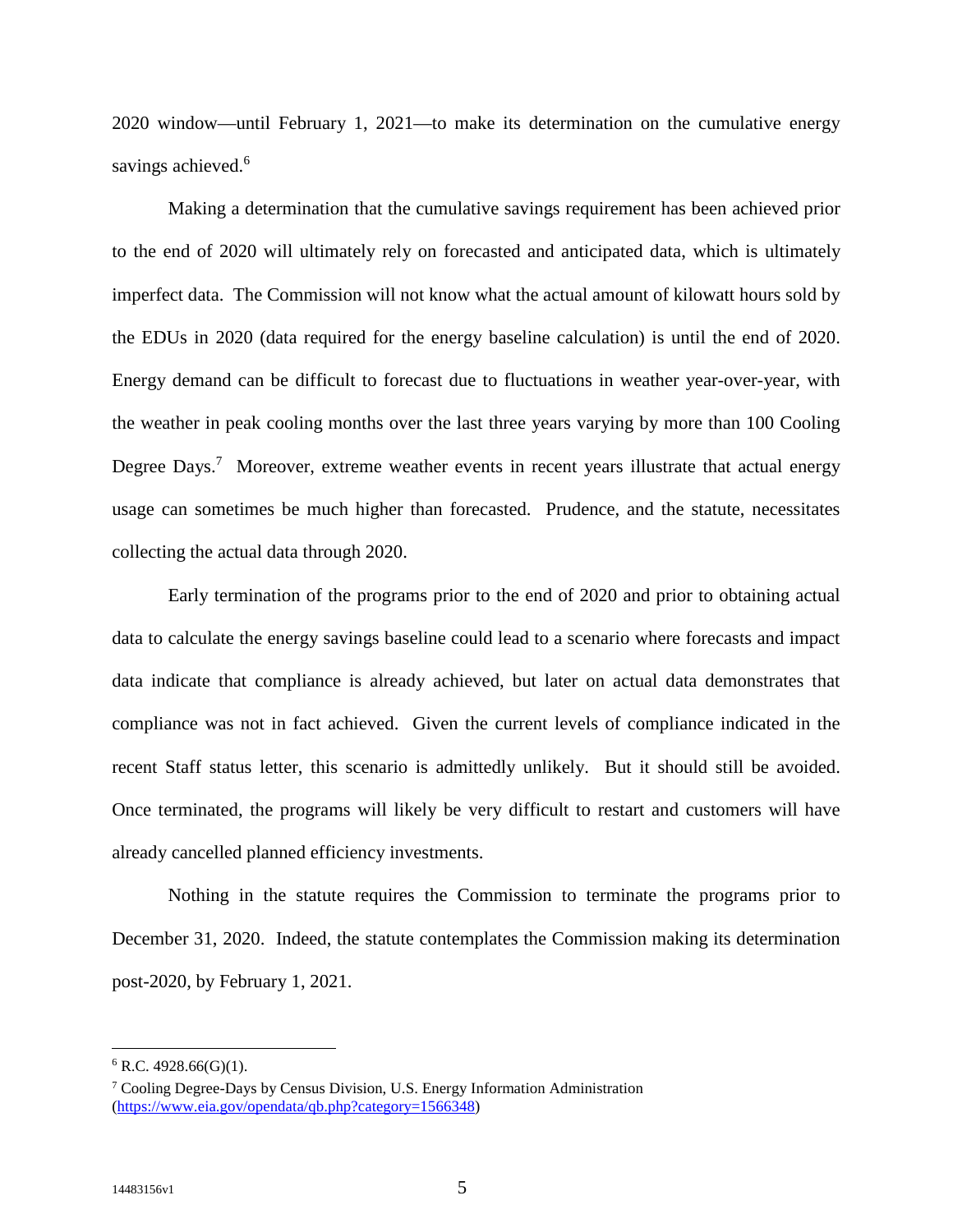2020 window—until February 1, 2021—to make its determination on the cumulative energy savings achieved.[6]

Making a determination that the cumulative savings requirement has been achieved prior to the end of 2020 will ultimately rely on forecasted and anticipated data, which is ultimately imperfect data. The Commission will not know what the actual amount of kilowatt hours sold by the EDUs in 2020 (data required for the energy baseline calculation) is until the end of 2020. Energy demand can be difficult to forecast due to fluctuations in weather year-over-year, with the weather in peak cooling months over the last three years varying by more than 100 Cooling Degree Days.[7] Moreover, extreme weather events in recent years illustrate that actual energy usage can sometimes be much higher than forecasted. Prudence, and the statute, necessitates collecting the actual data through 2020.

Early termination of the programs prior to the end of 2020 and prior to obtaining actual data to calculate the energy savings baseline could lead to a scenario where forecasts and impact data indicate that compliance is already achieved, but later on actual data demonstrates that compliance was not in fact achieved. Given the current levels of compliance indicated in the recent Staff status letter, this scenario is admittedly unlikely. But it should still be avoided. Once terminated, the programs will likely be very difficult to restart and customers will have already cancelled planned efficiency investments.

Nothing in the statute requires the Commission to terminate the programs prior to December 31, 2020. Indeed, the statute contemplates the Commission making its determination post-2020, by February 1, 2021.

---

[6] R.C. 4928.66(G)(1).

[7] Cooling Degree-Days by Census Division, U.S. Energy Information Administration (https://www.eia.gov/opendata/qb.php?category=1566348)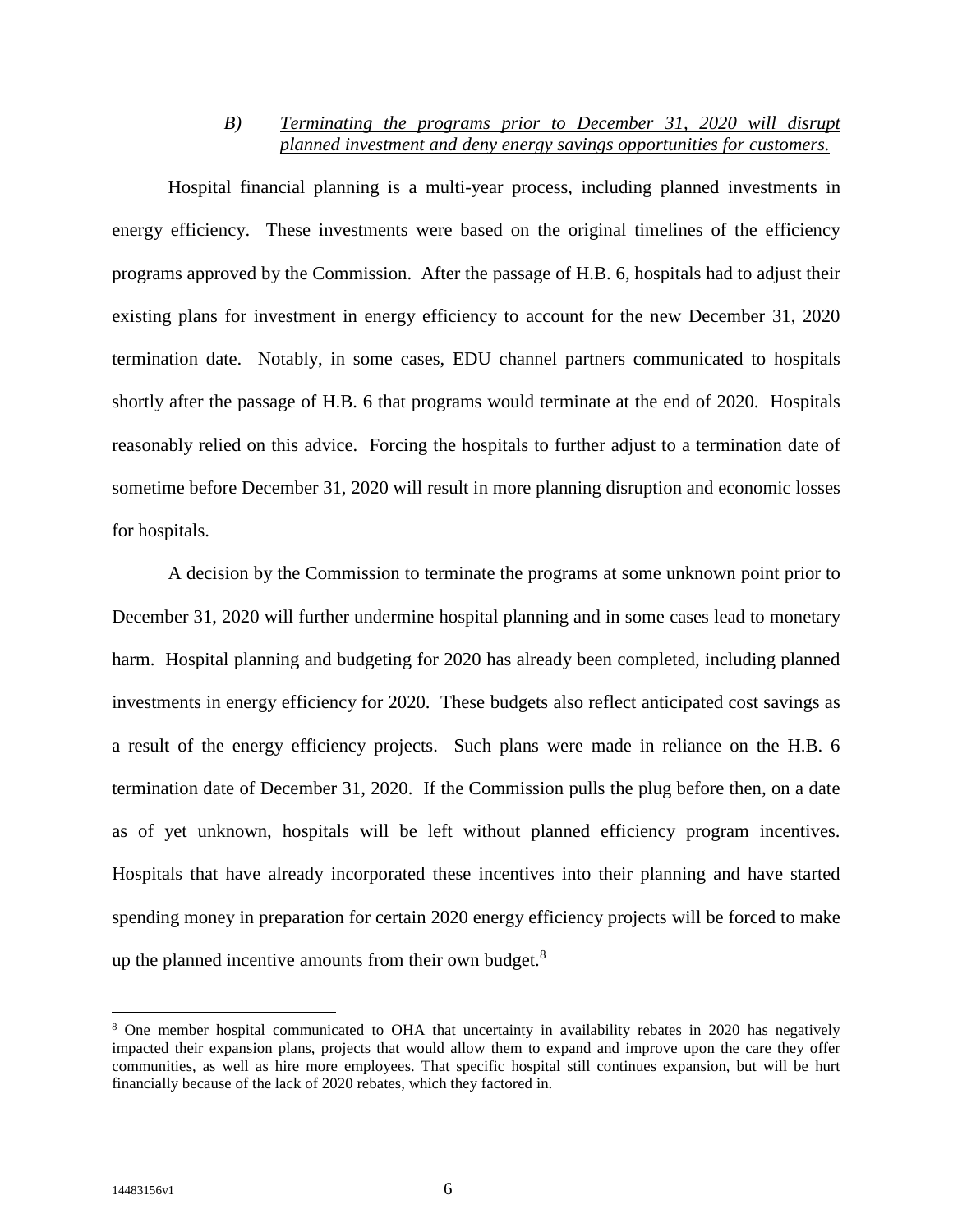### B) *Terminating the programs prior to December 31, 2020 will disrupt planned investment and deny energy savings opportunities for customers.*

Hospital financial planning is a multi-year process, including planned investments in energy efficiency. These investments were based on the original timelines of the efficiency programs approved by the Commission. After the passage of H.B. 6, hospitals had to adjust their existing plans for investment in energy efficiency to account for the new December 31, 2020 termination date. Notably, in some cases, EDU channel partners communicated to hospitals shortly after the passage of H.B. 6 that programs would terminate at the end of 2020. Hospitals reasonably relied on this advice. Forcing the hospitals to further adjust to a termination date of sometime before December 31, 2020 will result in more planning disruption and economic losses for hospitals.

A decision by the Commission to terminate the programs at some unknown point prior to December 31, 2020 will further undermine hospital planning and in some cases lead to monetary harm. Hospital planning and budgeting for 2020 has already been completed, including planned investments in energy efficiency for 2020. These budgets also reflect anticipated cost savings as a result of the energy efficiency projects. Such plans were made in reliance on the H.B. 6 termination date of December 31, 2020. If the Commission pulls the plug before then, on a date as of yet unknown, hospitals will be left without planned efficiency program incentives. Hospitals that have already incorporated these incentives into their planning and have started spending money in preparation for certain 2020 energy efficiency projects will be forced to make up the planned incentive amounts from their own budget.[8]

---

[8] One member hospital communicated to OHA that uncertainty in availability rebates in 2020 has negatively impacted their expansion plans, projects that would allow them to expand and improve upon the care they offer communities, as well as hire more employees. That specific hospital still continues expansion, but will be hurt financially because of the lack of 2020 rebates, which they factored in.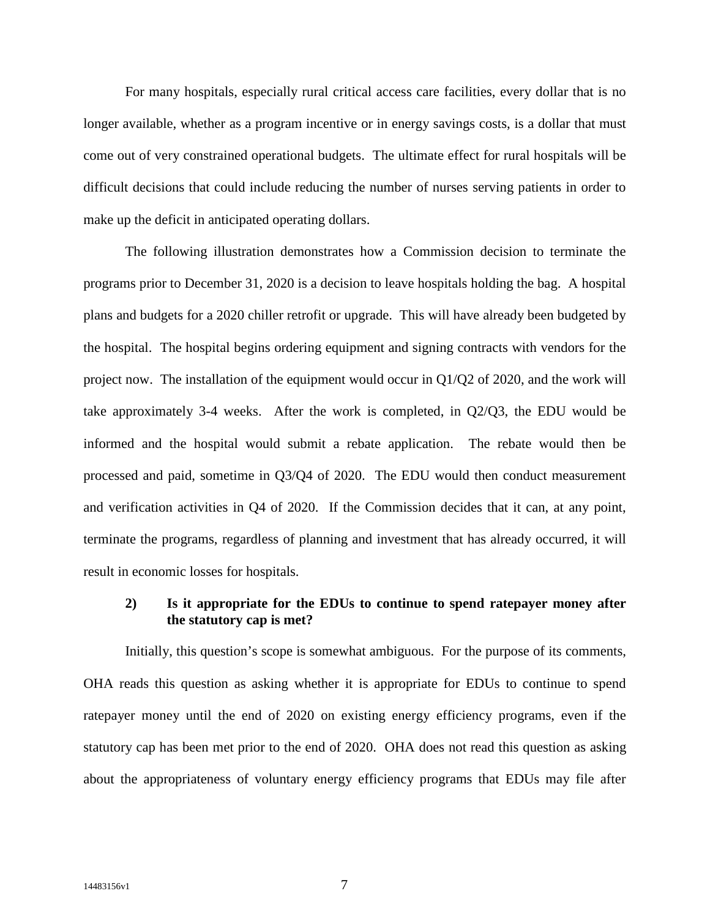For many hospitals, especially rural critical access care facilities, every dollar that is no longer available, whether as a program incentive or in energy savings costs, is a dollar that must come out of very constrained operational budgets. The ultimate effect for rural hospitals will be difficult decisions that could include reducing the number of nurses serving patients in order to make up the deficit in anticipated operating dollars.

The following illustration demonstrates how a Commission decision to terminate the programs prior to December 31, 2020 is a decision to leave hospitals holding the bag. A hospital plans and budgets for a 2020 chiller retrofit or upgrade. This will have already been budgeted by the hospital. The hospital begins ordering equipment and signing contracts with vendors for the project now. The installation of the equipment would occur in Q1/Q2 of 2020, and the work will take approximately 3-4 weeks. After the work is completed, in Q2/Q3, the EDU would be informed and the hospital would submit a rebate application. The rebate would then be processed and paid, sometime in Q3/Q4 of 2020. The EDU would then conduct measurement and verification activities in Q4 of 2020. If the Commission decides that it can, at any point, terminate the programs, regardless of planning and investment that has already occurred, it will result in economic losses for hospitals.

**2) Is it appropriate for the EDUs to continue to spend ratepayer money after the statutory cap is met?**

Initially, this question's scope is somewhat ambiguous. For the purpose of its comments, OHA reads this question as asking whether it is appropriate for EDUs to continue to spend ratepayer money until the end of 2020 on existing energy efficiency programs, even if the statutory cap has been met prior to the end of 2020. OHA does not read this question as asking about the appropriateness of voluntary energy efficiency programs that EDUs may file after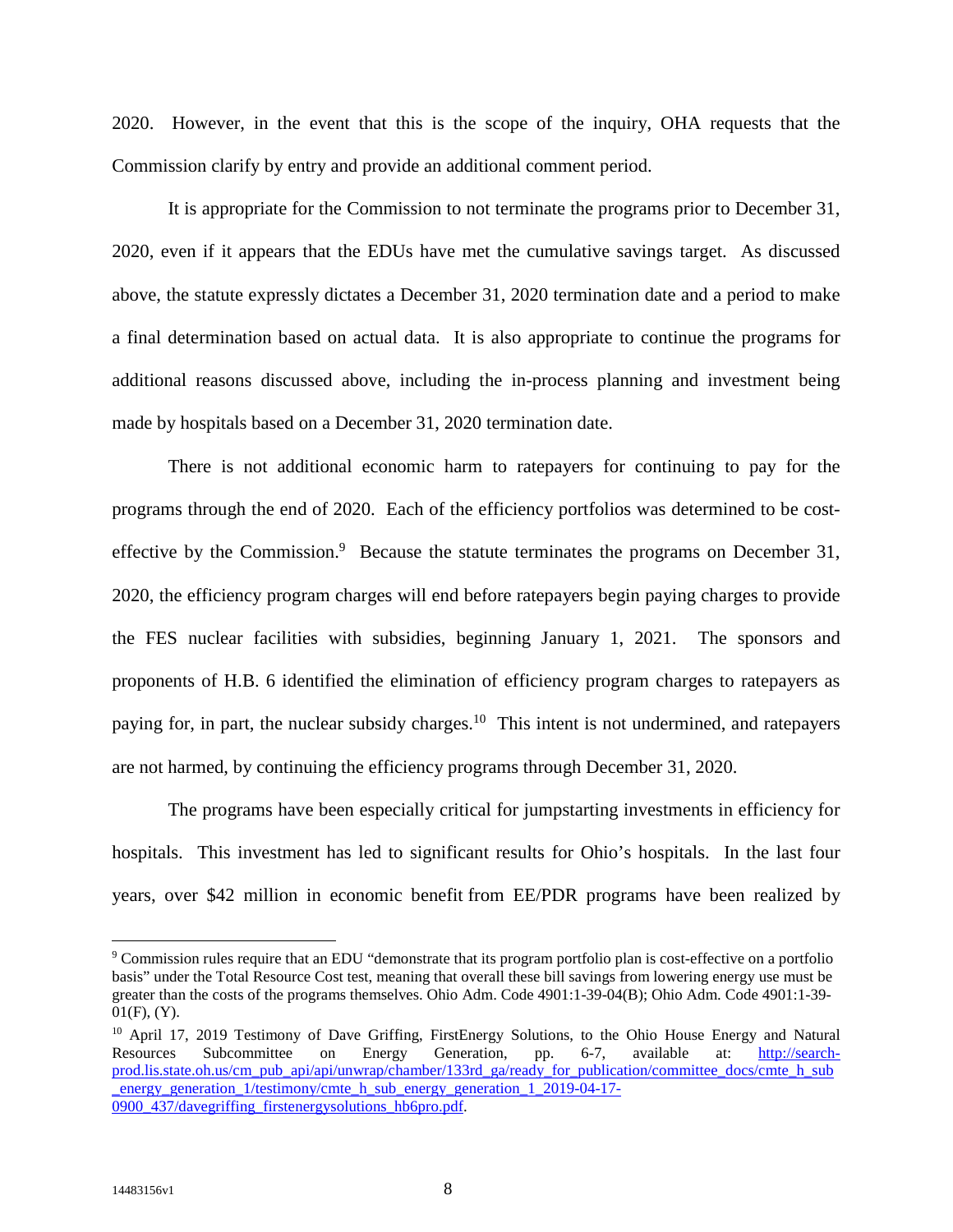2020. However, in the event that this is the scope of the inquiry, OHA requests that the Commission clarify by entry and provide an additional comment period.

It is appropriate for the Commission to not terminate the programs prior to December 31, 2020, even if it appears that the EDUs have met the cumulative savings target. As discussed above, the statute expressly dictates a December 31, 2020 termination date and a period to make a final determination based on actual data. It is also appropriate to continue the programs for additional reasons discussed above, including the in-process planning and investment being made by hospitals based on a December 31, 2020 termination date.

There is not additional economic harm to ratepayers for continuing to pay for the programs through the end of 2020. Each of the efficiency portfolios was determined to be cost-effective by the Commission.[9] Because the statute terminates the programs on December 31, 2020, the efficiency program charges will end before ratepayers begin paying charges to provide the FES nuclear facilities with subsidies, beginning January 1, 2021. The sponsors and proponents of H.B. 6 identified the elimination of efficiency program charges to ratepayers as paying for, in part, the nuclear subsidy charges.[10] This intent is not undermined, and ratepayers are not harmed, by continuing the efficiency programs through December 31, 2020.

The programs have been especially critical for jumpstarting investments in efficiency for hospitals. This investment has led to significant results for Ohio's hospitals. In the last four years, over $42 million in economic benefit from EE/PDR programs have been realized by

---

[9] Commission rules require that an EDU "demonstrate that its program portfolio plan is cost-effective on a portfolio basis" under the Total Resource Cost test, meaning that overall these bill savings from lowering energy use must be greater than the costs of the programs themselves. Ohio Adm. Code 4901:1-39-04(B); Ohio Adm. Code 4901:1-39-01(F), (Y).

[10] April 17, 2019 Testimony of Dave Griffing, FirstEnergy Solutions, to the Ohio House Energy and Natural Resources Subcommittee on Energy Generation, pp. 6-7, available at: http://search-prod.lis.state.oh.us/cm_pub_api/api/unwrap/chamber/133rd_ga/ready_for_publication/committee_docs/cmte_h_sub_energy_generation_1/testimony/cmte_h_sub_energy_generation_1_2019-04-17-0900_437/davegriffing_firstenergysolutions_hb6pro.pdf.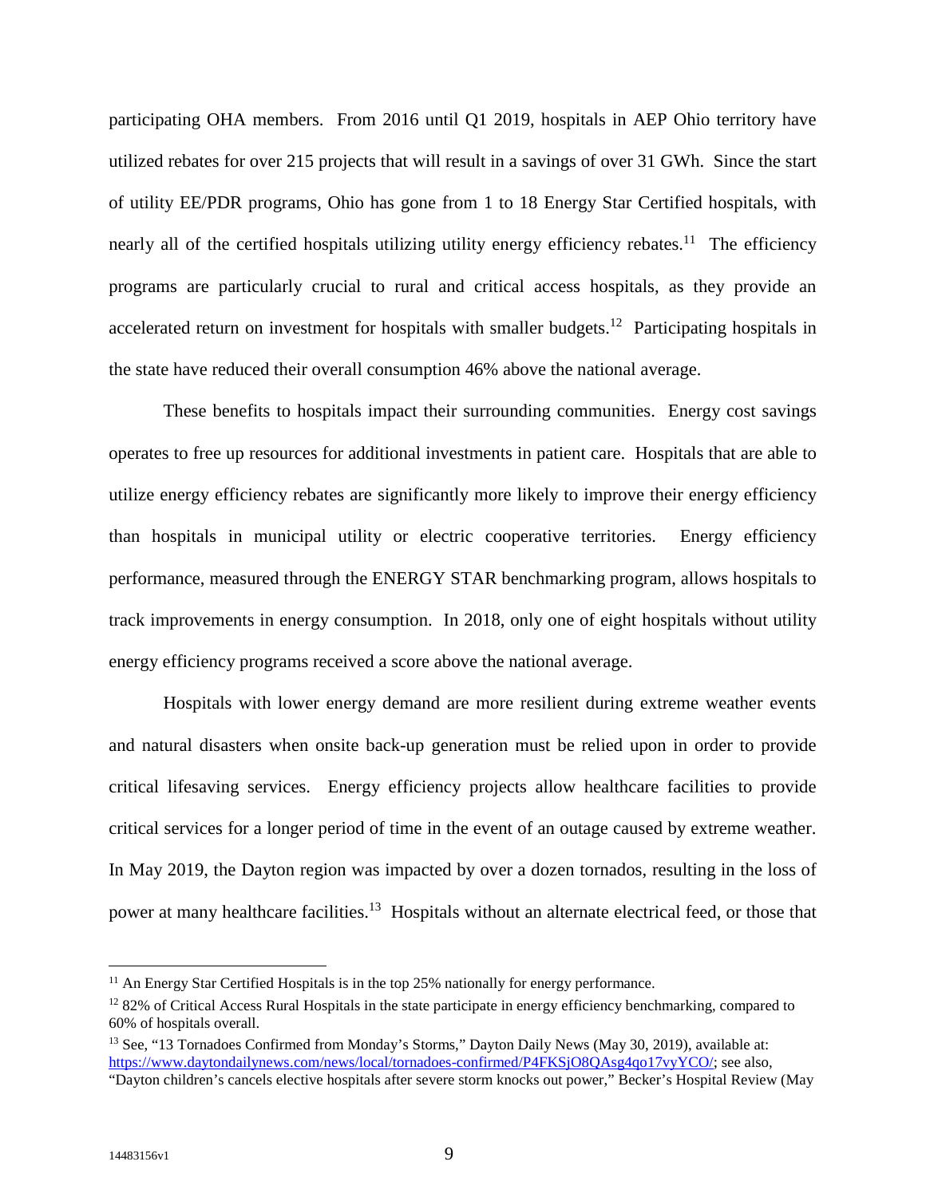participating OHA members. From 2016 until Q1 2019, hospitals in AEP Ohio territory have utilized rebates for over 215 projects that will result in a savings of over 31 GWh. Since the start of utility EE/PDR programs, Ohio has gone from 1 to 18 Energy Star Certified hospitals, with nearly all of the certified hospitals utilizing utility energy efficiency rebates.[11] The efficiency programs are particularly crucial to rural and critical access hospitals, as they provide an accelerated return on investment for hospitals with smaller budgets.[12] Participating hospitals in the state have reduced their overall consumption 46% above the national average.

These benefits to hospitals impact their surrounding communities. Energy cost savings operates to free up resources for additional investments in patient care. Hospitals that are able to utilize energy efficiency rebates are significantly more likely to improve their energy efficiency than hospitals in municipal utility or electric cooperative territories. Energy efficiency performance, measured through the ENERGY STAR benchmarking program, allows hospitals to track improvements in energy consumption. In 2018, only one of eight hospitals without utility energy efficiency programs received a score above the national average.

Hospitals with lower energy demand are more resilient during extreme weather events and natural disasters when onsite back-up generation must be relied upon in order to provide critical lifesaving services. Energy efficiency projects allow healthcare facilities to provide critical services for a longer period of time in the event of an outage caused by extreme weather. In May 2019, the Dayton region was impacted by over a dozen tornados, resulting in the loss of power at many healthcare facilities.[13] Hospitals without an alternate electrical feed, or those that

---

[11] An Energy Star Certified Hospitals is in the top 25% nationally for energy performance.

[12] 82% of Critical Access Rural Hospitals in the state participate in energy efficiency benchmarking, compared to 60% of hospitals overall.

[13] See, "13 Tornadoes Confirmed from Monday's Storms," Dayton Daily News (May 30, 2019), available at: https://www.daytondailynews.com/news/local/tornadoes-confirmed/P4FKSjO8QAsg4qo17vyYCO/; see also, "Dayton children's cancels elective hospitals after severe storm knocks out power," Becker's Hospital Review (May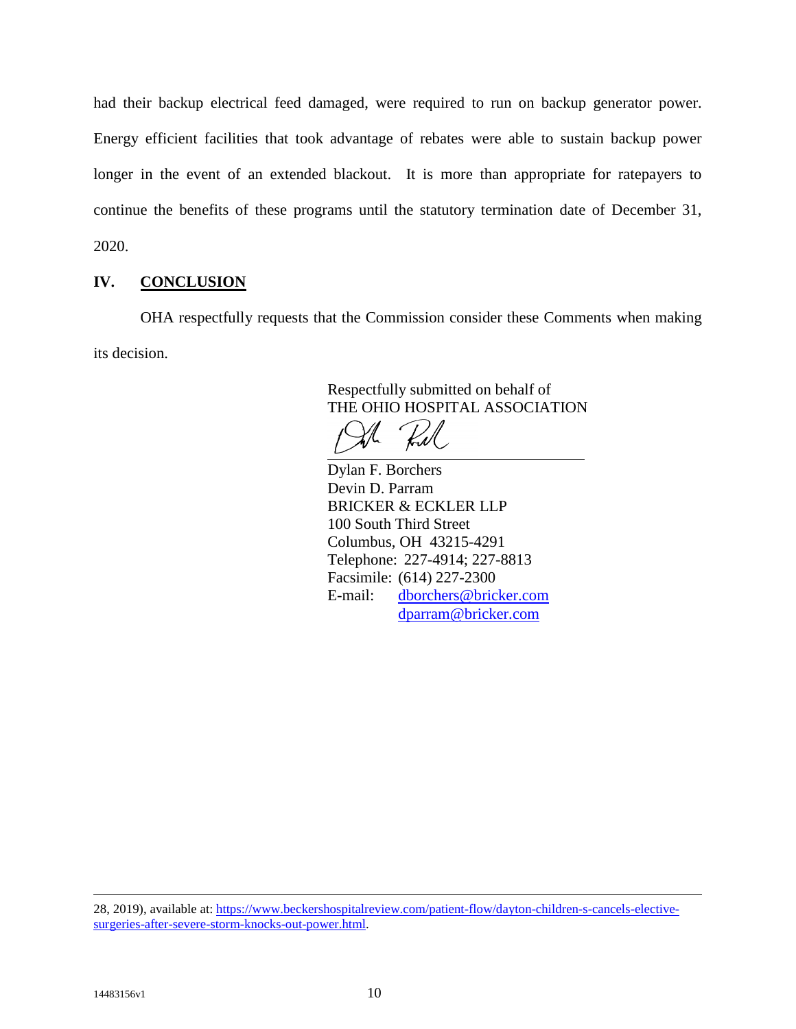had their backup electrical feed damaged, were required to run on backup generator power. Energy efficient facilities that took advantage of rebates were able to sustain backup power longer in the event of an extended blackout. It is more than appropriate for ratepayers to continue the benefits of these programs until the statutory termination date of December 31, 2020.

## IV. **CONCLUSION**

OHA respectfully requests that the Commission consider these Comments when making its decision.

Respectfully submitted on behalf of
THE OHIO HOSPITAL ASSOCIATION

Dylan F. Borchers
Devin D. Parram
BRICKER & ECKLER LLP
100 South Third Street
Columbus, OH 43215-4291
Telephone: 227-4914; 227-8813
Facsimile: (614) 227-2300
E-mail: dborchers@bricker.com
dparram@bricker.com

---

28, 2019), available at: https://www.beckershospitalreview.com/patient-flow/dayton-children-s-cancels-elective-surgeries-after-severe-storm-knocks-out-power.html.

14483156v1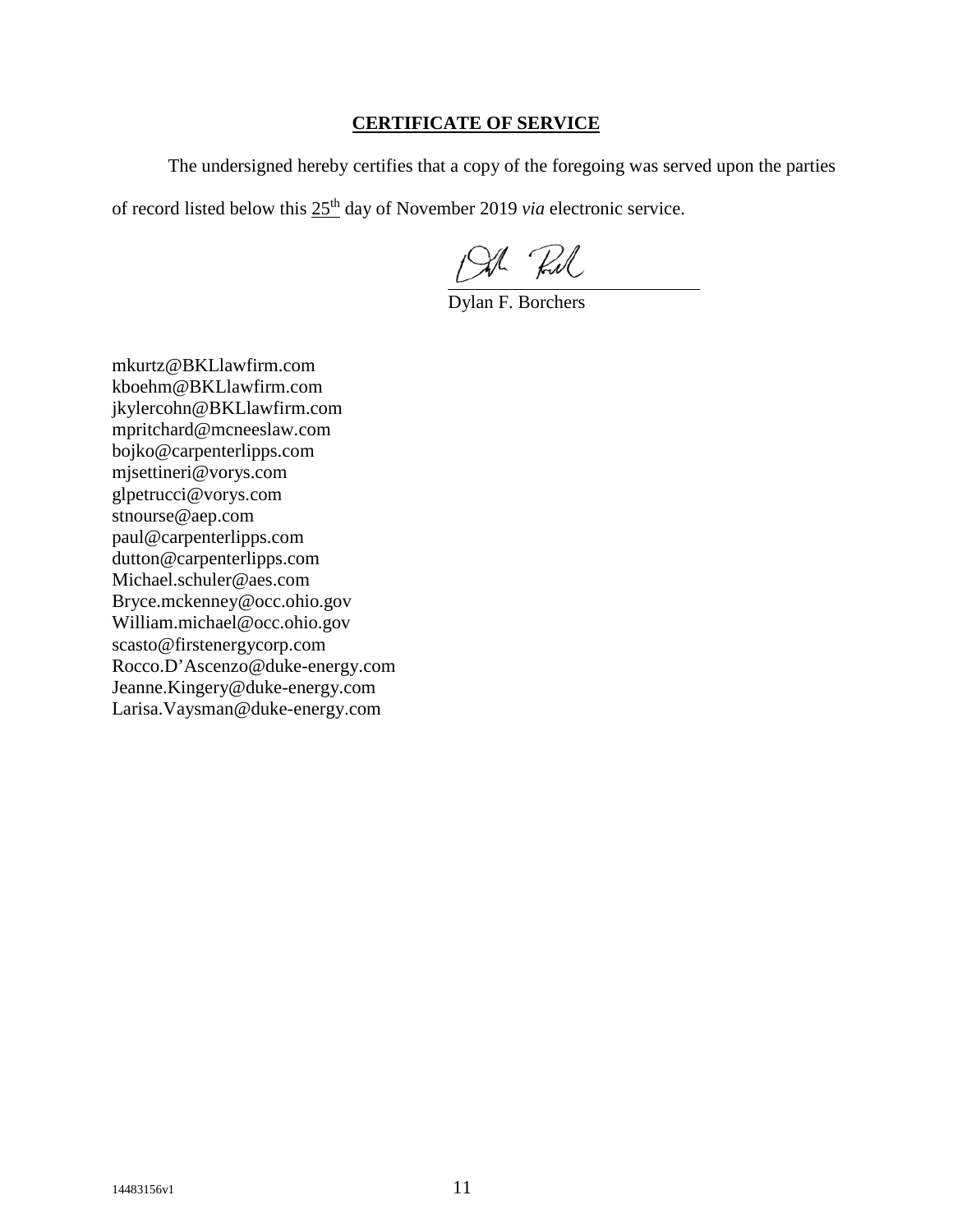**CERTIFICATE OF SERVICE**

The undersigned hereby certifies that a copy of the foregoing was served upon the parties of record listed below this 25th day of November 2019 *via* electronic service.

Dylan F. Borchers

mkurtz@BKLlawfirm.com
kboehm@BKLlawfirm.com
jkylercohn@BKLlawfirm.com
mpritchard@mcneeslaw.com
bojko@carpenterlipps.com
mjsettineri@vorys.com
glpetrucci@vorys.com
stnourse@aep.com
paul@carpenterlipps.com
dutton@carpenterlipps.com
Michael.schuler@aes.com
Bryce.mckenney@occ.ohio.gov
William.michael@occ.ohio.gov
scasto@firstenergycorp.com
Rocco.D'Ascenzo@duke-energy.com
Jeanne.Kingery@duke-energy.com
Larisa.Vaysman@duke-energy.com

14483156v1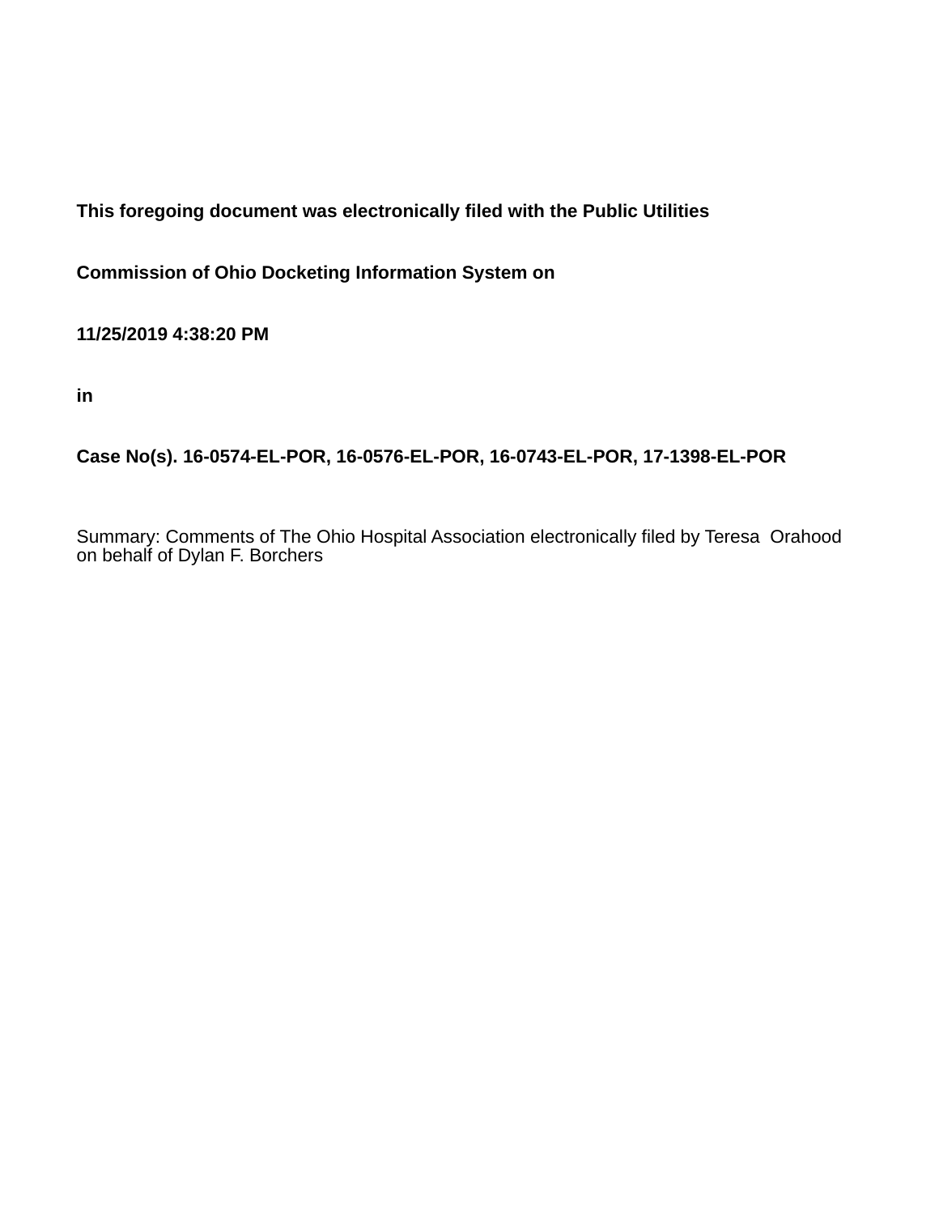**This foregoing document was electronically filed with the Public Utilities**

**Commission of Ohio Docketing Information System on**

**11/25/2019 4:38:20 PM**

**in**

**Case No(s). 16-0574-EL-POR, 16-0576-EL-POR, 16-0743-EL-POR, 17-1398-EL-POR**

Summary: Comments of The Ohio Hospital Association electronically filed by Teresa Orahood on behalf of Dylan F. Borchers